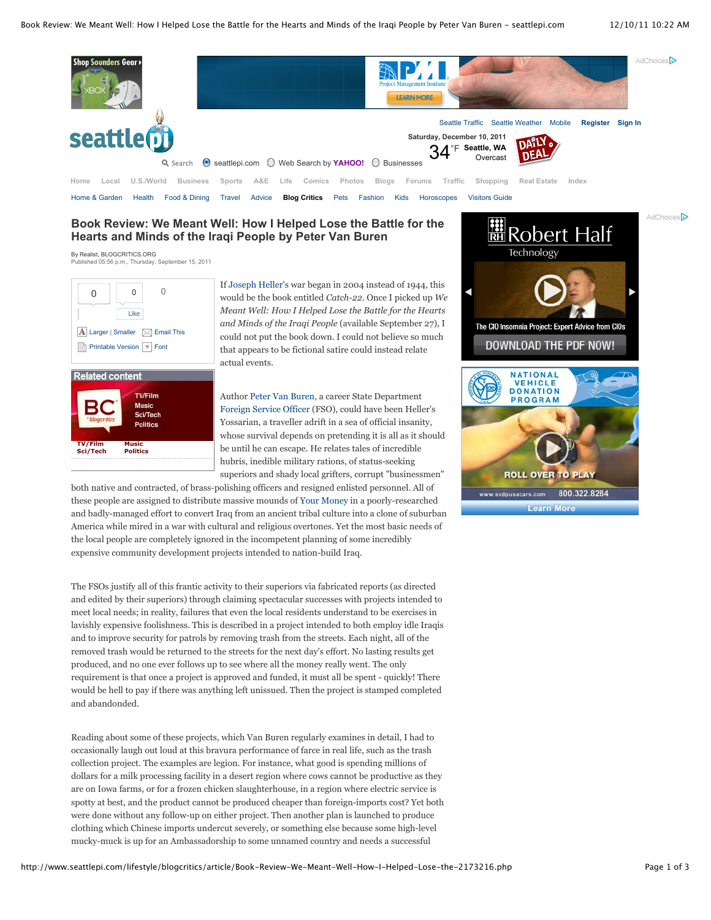# Book Review: We Meant Well: How I Helped Lose the Battle for the Hearts and Minds of the Iraqi People by Peter Van Buren

By Realist, BLOGCRITICS.ORG
Published 05:56 p.m., Thursday, September 15, 2011

If Joseph Heller's war began in 2004 instead of 1944, this would be the book entitled *Catch-22*. Once I picked up *We Meant Well: How I Helped Lose the Battle for the Hearts and Minds of the Iraqi People* (available September 27), I could not put the book down. I could not believe so much that appears to be fictional satire could instead relate actual events.

Author Peter Van Buren, a career State Department Foreign Service Officer (FSO), could have been Heller's Yossarian, a traveller adrift in a sea of official insanity, whose survival depends on pretending it is all as it should be until he can escape. He relates tales of incredible hubris, inedible military rations, of status-seeking superiors and shady local grifters, corrupt "businessmen" both native and contracted, of brass-polishing officers and resigned enlisted personnel. All of these people are assigned to distribute massive mounds of Your Money in a poorly-researched and badly-managed effort to convert Iraq from an ancient tribal culture into a clone of suburban America while mired in a war with cultural and religious overtones. Yet the most basic needs of the local people are completely ignored in the incompetent planning of some incredibly expensive community development projects intended to nation-build Iraq.

The FSOs justify all of this frantic activity to their superiors via fabricated reports (as directed and edited by their superiors) through claiming spectacular successes with projects intended to meet local needs; in reality, failures that even the local residents understand to be exercises in lavishly expensive foolishness. This is described in a project intended to both employ idle Iraqis and to improve security for patrols by removing trash from the streets. Each night, all of the removed trash would be returned to the streets for the next day's effort. No lasting results get produced, and no one ever follows up to see where all the money really went. The only requirement is that once a project is approved and funded, it must all be spent - quickly! There would be hell to pay if there was anything left unissued. Then the project is stamped completed and abandoned.

Reading about some of these projects, which Van Buren regularly examines in detail, I had to occasionally laugh out loud at this bravura performance of farce in real life, such as the trash collection project. The examples are legion. For instance, what good is spending millions of dollars for a milk processing facility in a desert region where cows cannot be productive as they are on Iowa farms, or for a frozen chicken slaughterhouse, in a region where electric service is spotty at best, and the product cannot be produced cheaper than foreign-imports cost? Yet both were done without any follow-up on either project. Then another plan is launched to produce clothing which Chinese imports undercut severely, or something else because some high-level mucky-muck is up for an Ambassadorship to some unnamed country and needs a successful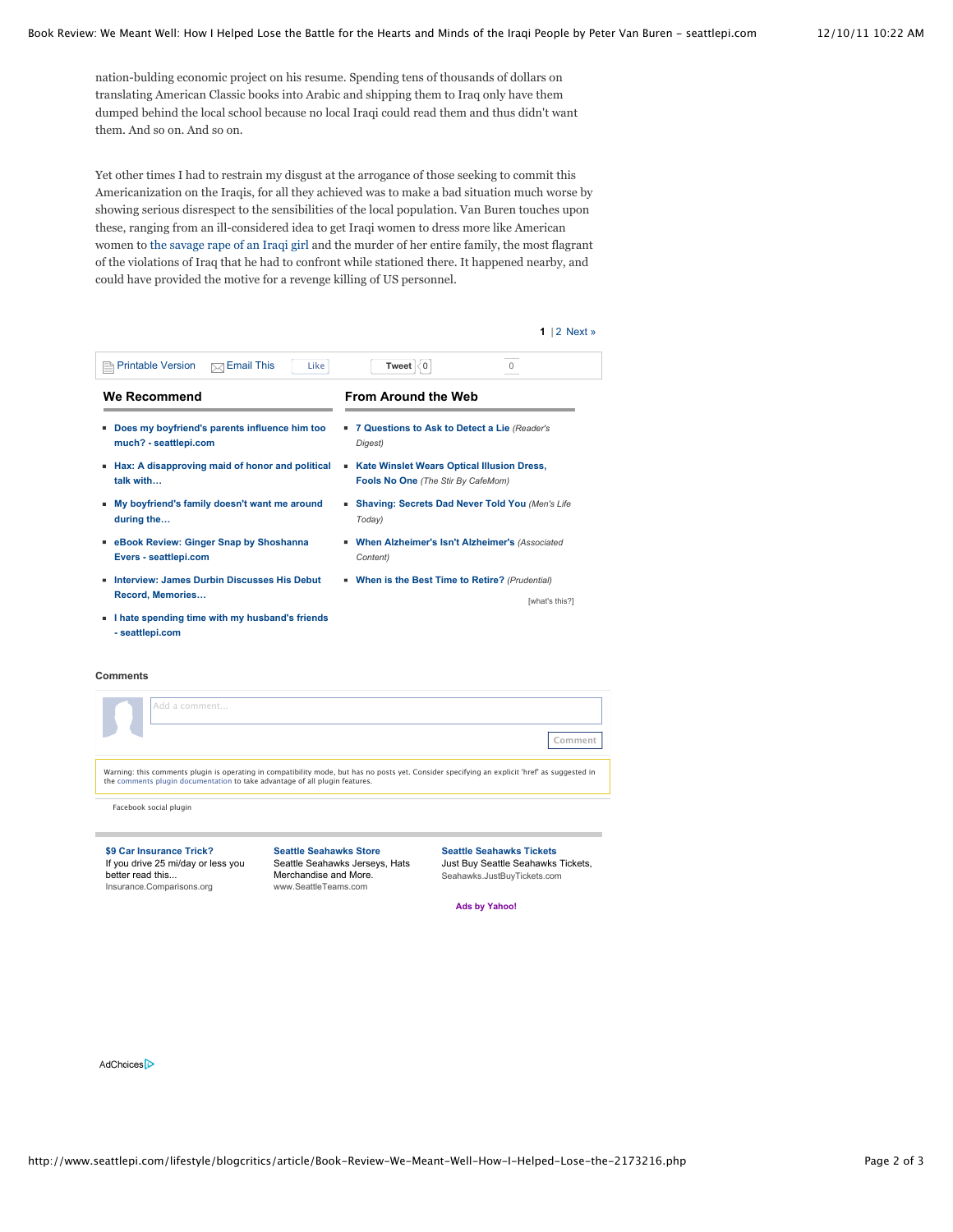nation-bulding economic project on his resume. Spending tens of thousands of dollars on translating American Classic books into Arabic and shipping them to Iraq only have them dumped behind the local school because no local Iraqi could read them and thus didn't want them. And so on. And so on.

Yet other times I had to restrain my disgust at the arrogance of those seeking to commit this Americanization on the Iraqis, for all they achieved was to make a bad situation much worse by showing serious disrespect to the sensibilities of the local population. Van Buren touches upon these, ranging from an ill-considered idea to get Iraqi women to dress more like American women to the savage rape of an Iraqi girl and the murder of her entire family, the most flagrant of the violations of Iraq that he had to confront while stationed there. It happened nearby, and could have provided the motive for a revenge killing of US personnel.

**1** | 2 Next »

Printable Version | Email This | Like | Tweet 0 | 0

## We Recommend

- **Does my boyfriend's parents influence him too much? - seattlepi.com**
- **Hax: A disapproving maid of honor and political talk with…**
- **My boyfriend's family doesn't want me around during the…**
- **eBook Review: Ginger Snap by Shoshanna Evers - seattlepi.com**
- **Interview: James Durbin Discusses His Debut Record, Memories…**
- **I hate spending time with my husband's friends - seattlepi.com**

## From Around the Web

- **7 Questions to Ask to Detect a Lie** *(Reader's Digest)*
- **Kate Winslet Wears Optical Illusion Dress, Fools No One** *(The Stir By CafeMom)*
- **Shaving: Secrets Dad Never Told You** *(Men's Life Today)*
- **When Alzheimer's Isn't Alzheimer's** *(Associated Content)*
- **When is the Best Time to Retire?** *(Prudential)*

[what's this?]

**Comments**

Add a comment...

Comment

Warning: this comments plugin is operating in compatibility mode, but has no posts yet. Consider specifying an explicit 'href' as suggested in the comments plugin documentation to take advantage of all plugin features.

Facebook social plugin

**$9 Car Insurance Trick?**
If you drive 25 mi/day or less you better read this...
Insurance.Comparisons.org

**Seattle Seahawks Store**
Seattle Seahawks Jerseys, Hats Merchandise and More.
www.SeattleTeams.com

**Seattle Seahawks Tickets**
Just Buy Seattle Seahawks Tickets,
Seahawks.JustBuyTickets.com

**Ads by Yahoo!**

AdChoices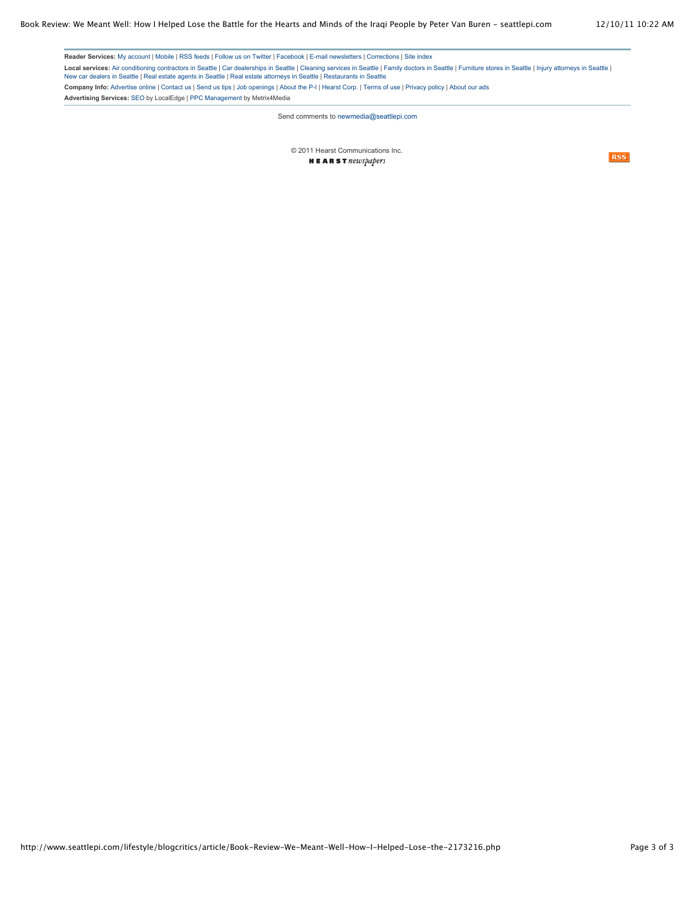**Reader Services:** My account | Mobile | RSS feeds | Follow us on Twitter | Facebook | E-mail newsletters | Corrections | Site index

**Local services:** Air conditioning contractors in Seattle | Car dealerships in Seattle | Cleaning services in Seattle | Family doctors in Seattle | Furniture stores in Seattle | Injury attorneys in Seattle | New car dealers in Seattle | Real estate agents in Seattle | Real estate attorneys in Seattle | Restaurants in Seattle

**Company Info:** Advertise online | Contact us | Send us tips | Job openings | About the P-I | Hearst Corp. | Terms of use | Privacy policy | About our ads

**Advertising Services:** SEO by LocalEdge | PPC Management by Metrix4Media

Send comments to newmedia@seattlepi.com

© 2011 Hearst Communications Inc.

HEARST *newspapers*

RSS